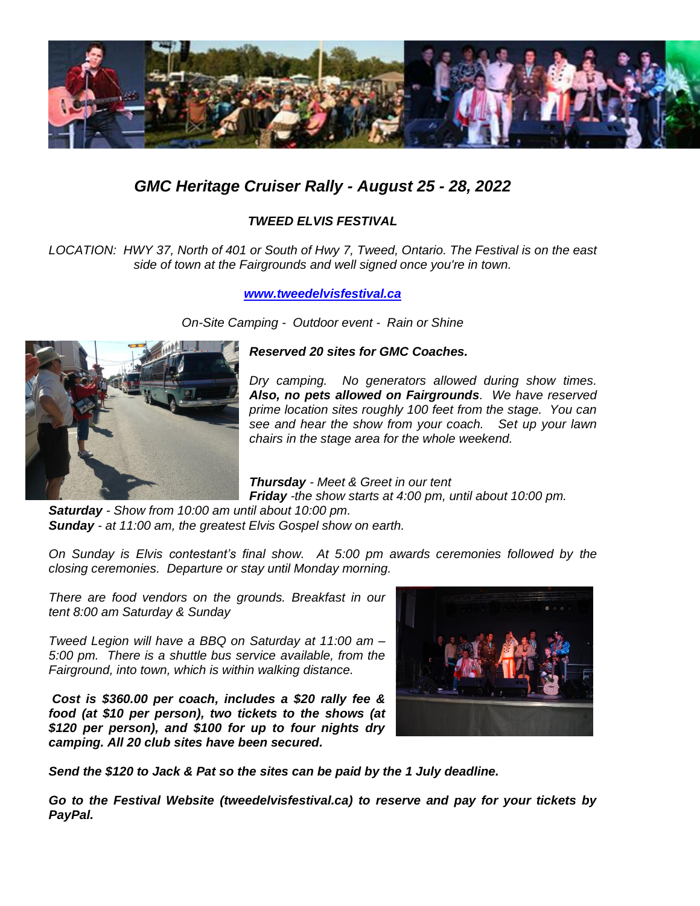## *GMC Heritage Cruiser Rally - August 25 - 28, 2022*

***TWEED ELVIS FESTIVAL***

*LOCATION: HWY 37, North of 401 or South of Hwy 7, Tweed, Ontario. The Festival is on the east side of town at the Fairgrounds and well signed once you're in town.*

***[www.tweedelvisfestival.ca](http://www.tweedelvisfestival.ca)***

*On-Site Camping - Outdoor event - Rain or Shine*

***Reserved 20 sites for GMC Coaches.***

*Dry camping. No generators allowed during show times.* ***Also, no pets allowed on Fairgrounds****. We have reserved prime location sites roughly 100 feet from the stage. You can see and hear the show from your coach. Set up your lawn chairs in the stage area for the whole weekend.*

***Thursday*** *- Meet & Greet in our tent*
***Friday*** *-the show starts at 4:00 pm, until about 10:00 pm.*
***Saturday*** *- Show from 10:00 am until about 10:00 pm.*
***Sunday*** *- at 11:00 am, the greatest Elvis Gospel show on earth.*

*On Sunday is Elvis contestant's final show. At 5:00 pm awards ceremonies followed by the closing ceremonies. Departure or stay until Monday morning.*

*There are food vendors on the grounds. Breakfast in our tent 8:00 am Saturday & Sunday*

*Tweed Legion will have a BBQ on Saturday at 11:00 am – 5:00 pm. There is a shuttle bus service available, from the Fairground, into town, which is within walking distance.*

***Cost is $360.00 per coach, includes a $20 rally fee & food (at $10 per person), two tickets to the shows (at $120 per person), and $100 for up to four nights dry camping. All 20 club sites have been secured.***

***Send the $120 to Jack & Pat so the sites can be paid by the 1 July deadline.***

***Go to the Festival Website (tweedelvisfestival.ca) to reserve and pay for your tickets by PayPal.***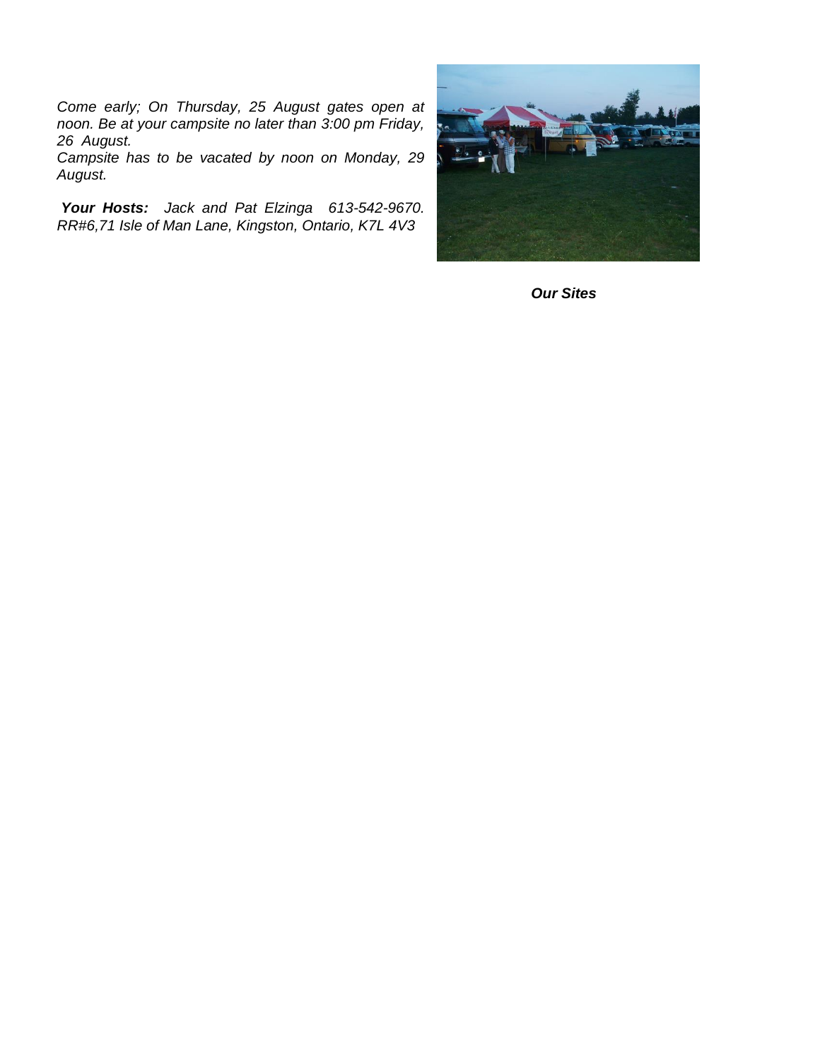*Come early; On Thursday, 25 August gates open at noon. Be at your campsite no later than 3:00 pm Friday, 26 August.*
*Campsite has to be vacated by noon on Monday, 29 August.*

***Your Hosts:*** *Jack and Pat Elzinga 613-542-9670. RR#6,71 Isle of Man Lane, Kingston, Ontario, K7L 4V3*

***Our Sites***